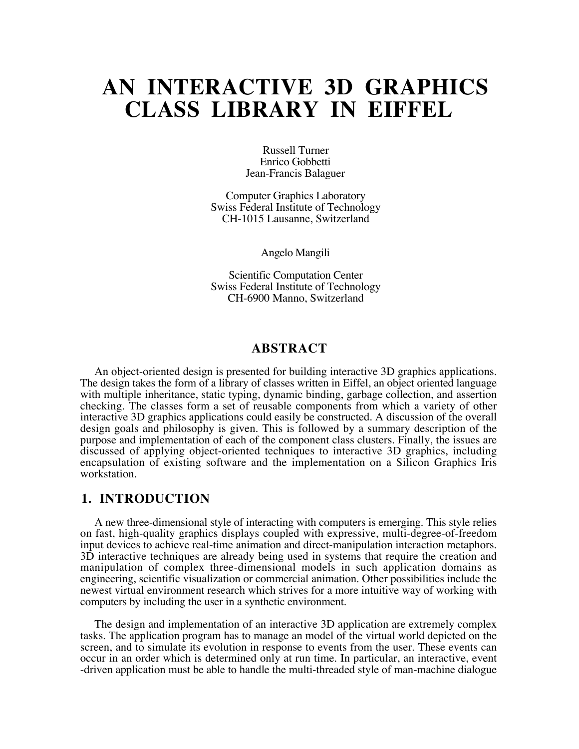# AN INTERACTIVE 3D GRAPHICS CLASS LIBRARY IN EIFFEL

Russell Turner
Enrico Gobbetti
Jean-Francis Balaguer

Computer Graphics Laboratory
Swiss Federal Institute of Technology
CH-1015 Lausanne, Switzerland

Angelo Mangili

Scientific Computation Center
Swiss Federal Institute of Technology
CH-6900 Manno, Switzerland

## ABSTRACT

An object-oriented design is presented for building interactive 3D graphics applications. The design takes the form of a library of classes written in Eiffel, an object oriented language with multiple inheritance, static typing, dynamic binding, garbage collection, and assertion checking. The classes form a set of reusable components from which a variety of other interactive 3D graphics applications could easily be constructed. A discussion of the overall design goals and philosophy is given. This is followed by a summary description of the purpose and implementation of each of the component class clusters. Finally, the issues are discussed of applying object-oriented techniques to interactive 3D graphics, including encapsulation of existing software and the implementation on a Silicon Graphics Iris workstation.

## 1. INTRODUCTION

A new three-dimensional style of interacting with computers is emerging. This style relies on fast, high-quality graphics displays coupled with expressive, multi-degree-of-freedom input devices to achieve real-time animation and direct-manipulation interaction metaphors. 3D interactive techniques are already being used in systems that require the creation and manipulation of complex three-dimensional models in such application domains as engineering, scientific visualization or commercial animation. Other possibilities include the newest virtual environment research which strives for a more intuitive way of working with computers by including the user in a synthetic environment.

The design and implementation of an interactive 3D application are extremely complex tasks. The application program has to manage an model of the virtual world depicted on the screen, and to simulate its evolution in response to events from the user. These events can occur in an order which is determined only at run time. In particular, an interactive, event -driven application must be able to handle the multi-threaded style of man-machine dialogue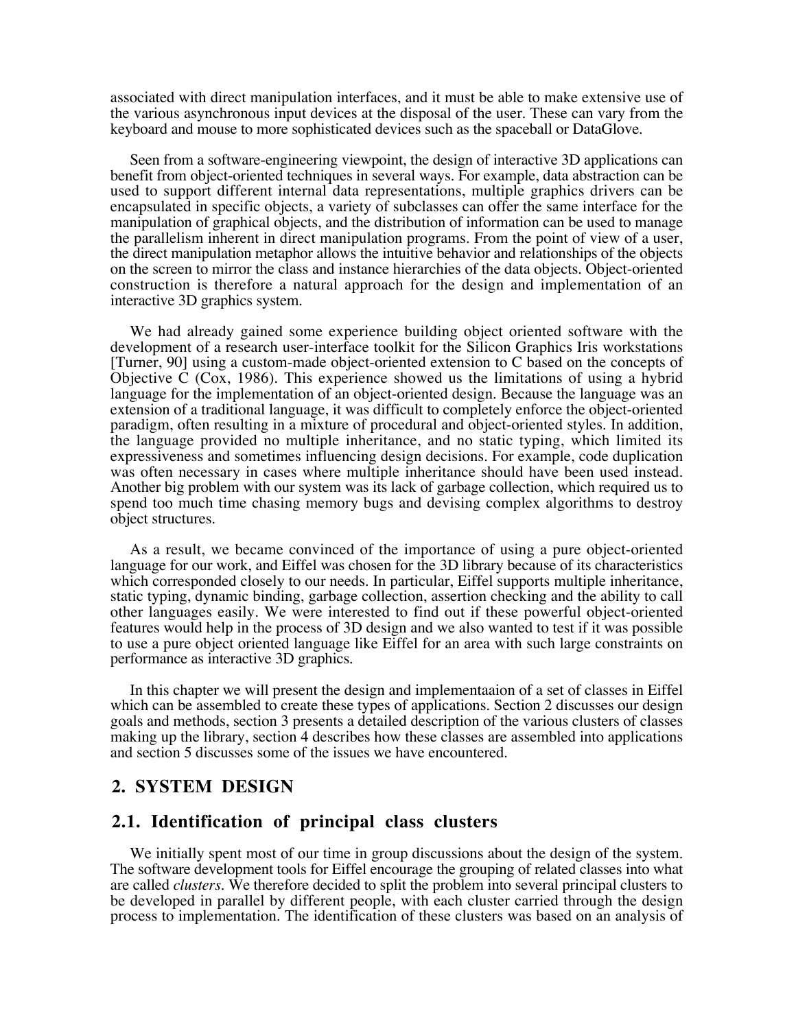associated with direct manipulation interfaces, and it must be able to make extensive use of the various asynchronous input devices at the disposal of the user. These can vary from the keyboard and mouse to more sophisticated devices such as the spaceball or DataGlove.

Seen from a software-engineering viewpoint, the design of interactive 3D applications can benefit from object-oriented techniques in several ways. For example, data abstraction can be used to support different internal data representations, multiple graphics drivers can be encapsulated in specific objects, a variety of subclasses can offer the same interface for the manipulation of graphical objects, and the distribution of information can be used to manage the parallelism inherent in direct manipulation programs. From the point of view of a user, the direct manipulation metaphor allows the intuitive behavior and relationships of the objects on the screen to mirror the class and instance hierarchies of the data objects. Object-oriented construction is therefore a natural approach for the design and implementation of an interactive 3D graphics system.

We had already gained some experience building object oriented software with the development of a research user-interface toolkit for the Silicon Graphics Iris workstations [Turner, 90] using a custom-made object-oriented extension to C based on the concepts of Objective C (Cox, 1986). This experience showed us the limitations of using a hybrid language for the implementation of an object-oriented design. Because the language was an extension of a traditional language, it was difficult to completely enforce the object-oriented paradigm, often resulting in a mixture of procedural and object-oriented styles. In addition, the language provided no multiple inheritance, and no static typing, which limited its expressiveness and sometimes influencing design decisions. For example, code duplication was often necessary in cases where multiple inheritance should have been used instead. Another big problem with our system was its lack of garbage collection, which required us to spend too much time chasing memory bugs and devising complex algorithms to destroy object structures.

As a result, we became convinced of the importance of using a pure object-oriented language for our work, and Eiffel was chosen for the 3D library because of its characteristics which corresponded closely to our needs. In particular, Eiffel supports multiple inheritance, static typing, dynamic binding, garbage collection, assertion checking and the ability to call other languages easily. We were interested to find out if these powerful object-oriented features would help in the process of 3D design and we also wanted to test if it was possible to use a pure object oriented language like Eiffel for an area with such large constraints on performance as interactive 3D graphics.

In this chapter we will present the design and implementaaion of a set of classes in Eiffel which can be assembled to create these types of applications. Section 2 discusses our design goals and methods, section 3 presents a detailed description of the various clusters of classes making up the library, section 4 describes how these classes are assembled into applications and section 5 discusses some of the issues we have encountered.

## 2. SYSTEM DESIGN

### 2.1. Identification of principal class clusters

We initially spent most of our time in group discussions about the design of the system. The software development tools for Eiffel encourage the grouping of related classes into what are called *clusters*. We therefore decided to split the problem into several principal clusters to be developed in parallel by different people, with each cluster carried through the design process to implementation. The identification of these clusters was based on an analysis of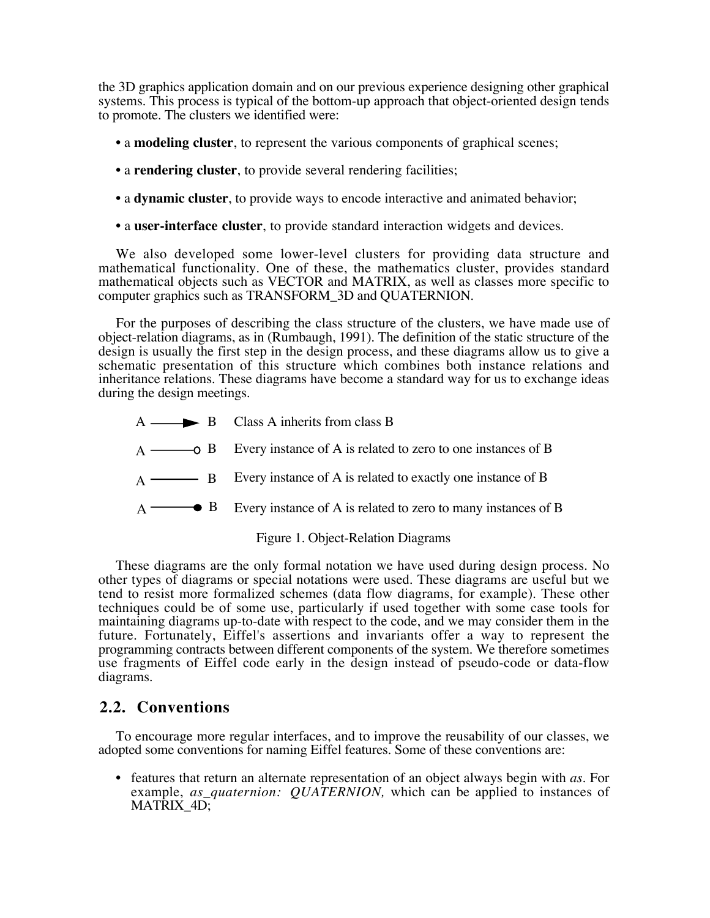the 3D graphics application domain and on our previous experience designing other graphical systems. This process is typical of the bottom-up approach that object-oriented design tends to promote. The clusters we identified were:

- a **modeling cluster**, to represent the various components of graphical scenes;
- a **rendering cluster**, to provide several rendering facilities;
- a **dynamic cluster**, to provide ways to encode interactive and animated behavior;
- a **user-interface cluster**, to provide standard interaction widgets and devices.

We also developed some lower-level clusters for providing data structure and mathematical functionality. One of these, the mathematics cluster, provides standard mathematical objects such as VECTOR and MATRIX, as well as classes more specific to computer graphics such as TRANSFORM_3D and QUATERNION.

For the purposes of describing the class structure of the clusters, we have made use of object-relation diagrams, as in (Rumbaugh, 1991). The definition of the static structure of the design is usually the first step in the design process, and these diagrams allow us to give a schematic presentation of this structure which combines both instance relations and inheritance relations. These diagrams have become a standard way for us to exchange ideas during the design meetings.

A ───► B   Class A inherits from class B

A ───o B   Every instance of A is related to zero to one instances of B

A ──── B   Every instance of A is related to exactly one instance of B

A ───● B   Every instance of A is related to zero to many instances of B

Figure 1. Object-Relation Diagrams

These diagrams are the only formal notation we have used during design process. No other types of diagrams or special notations were used. These diagrams are useful but we tend to resist more formalized schemes (data flow diagrams, for example). These other techniques could be of some use, particularly if used together with some case tools for maintaining diagrams up-to-date with respect to the code, and we may consider them in the future. Fortunately, Eiffel's assertions and invariants offer a way to represent the programming contracts between different components of the system. We therefore sometimes use fragments of Eiffel code early in the design instead of pseudo-code or data-flow diagrams.

## 2.2. Conventions

To encourage more regular interfaces, and to improve the reusability of our classes, we adopted some conventions for naming Eiffel features. Some of these conventions are:

- features that return an alternate representation of an object always begin with *as*. For example, *as_quaternion: QUATERNION,* which can be applied to instances of MATRIX_4D;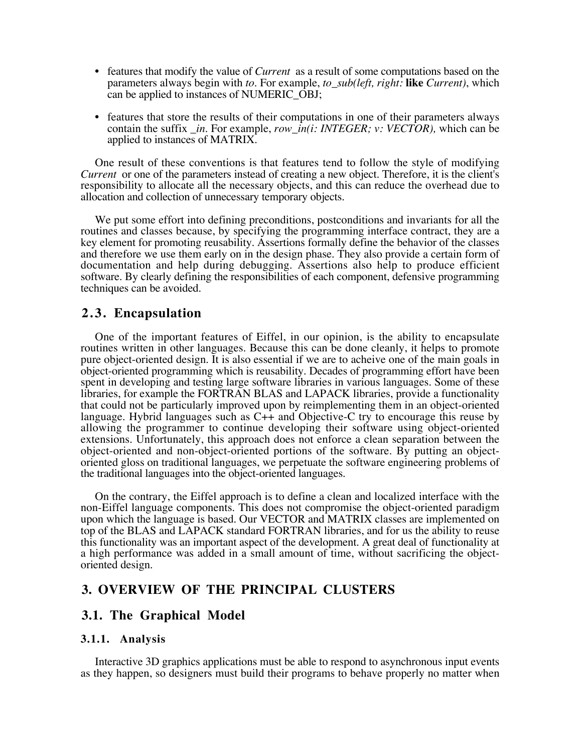- features that modify the value of *Current* as a result of some computations based on the parameters always begin with *to*. For example, *to_sub(left, right:* **like** *Current)*, which can be applied to instances of NUMERIC_OBJ;

- features that store the results of their computations in one of their parameters always contain the suffix *_in*. For example, *row_in(i: INTEGER; v: VECTOR),* which can be applied to instances of MATRIX.

One result of these conventions is that features tend to follow the style of modifying *Current* or one of the parameters instead of creating a new object. Therefore, it is the client's responsibility to allocate all the necessary objects, and this can reduce the overhead due to allocation and collection of unnecessary temporary objects.

We put some effort into defining preconditions, postconditions and invariants for all the routines and classes because, by specifying the programming interface contract, they are a key element for promoting reusability. Assertions formally define the behavior of the classes and therefore we use them early on in the design phase. They also provide a certain form of documentation and help during debugging. Assertions also help to produce efficient software. By clearly defining the responsibilities of each component, defensive programming techniques can be avoided.

## 2.3. Encapsulation

One of the important features of Eiffel, in our opinion, is the ability to encapsulate routines written in other languages. Because this can be done cleanly, it helps to promote pure object-oriented design. It is also essential if we are to acheive one of the main goals in object-oriented programming which is reusability. Decades of programming effort have been spent in developing and testing large software libraries in various languages. Some of these libraries, for example the FORTRAN BLAS and LAPACK libraries, provide a functionality that could not be particularly improved upon by reimplementing them in an object-oriented language. Hybrid languages such as C++ and Objective-C try to encourage this reuse by allowing the programmer to continue developing their software using object-oriented extensions. Unfortunately, this approach does not enforce a clean separation between the object-oriented and non-object-oriented portions of the software. By putting an object-oriented gloss on traditional languages, we perpetuate the software engineering problems of the traditional languages into the object-oriented languages.

On the contrary, the Eiffel approach is to define a clean and localized interface with the non-Eiffel language components. This does not compromise the object-oriented paradigm upon which the language is based. Our VECTOR and MATRIX classes are implemented on top of the BLAS and LAPACK standard FORTRAN libraries, and for us the ability to reuse this functionality was an important aspect of the development. A great deal of functionality at a high performance was added in a small amount of time, without sacrificing the object-oriented design.

# 3. OVERVIEW OF THE PRINCIPAL CLUSTERS

## 3.1. The Graphical Model

### 3.1.1. Analysis

Interactive 3D graphics applications must be able to respond to asynchronous input events as they happen, so designers must build their programs to behave properly no matter when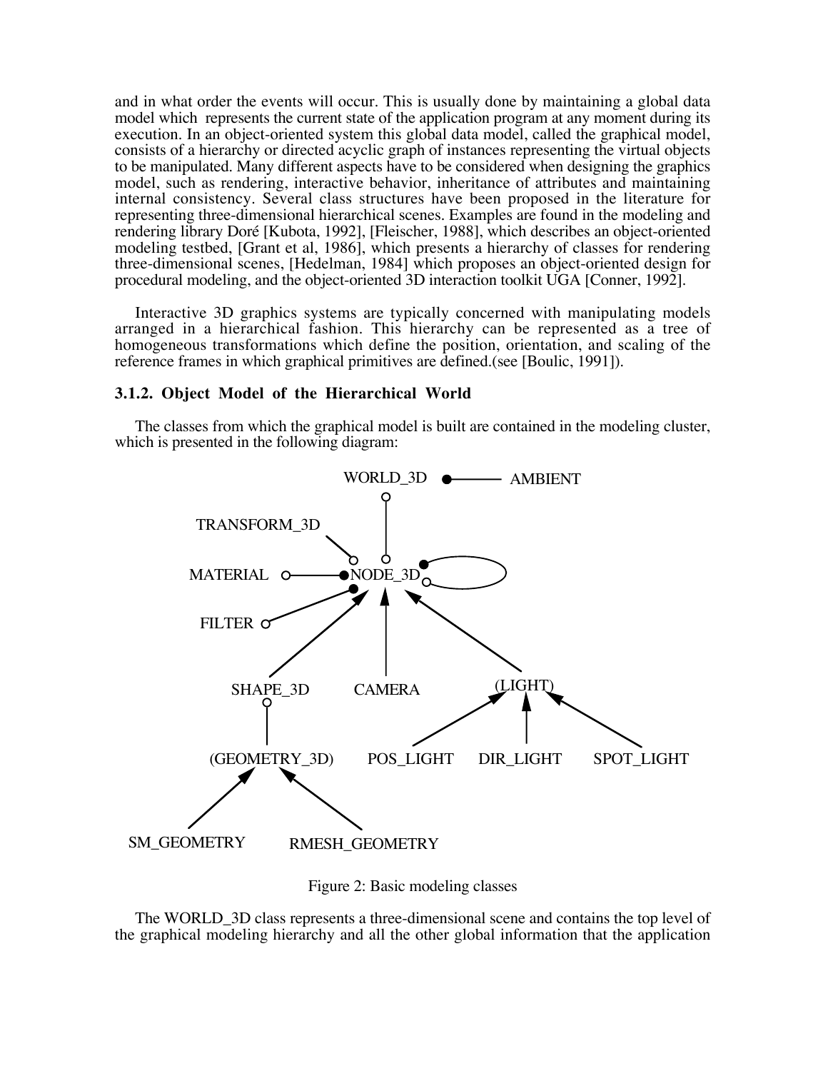and in what order the events will occur. This is usually done by maintaining a global data model which represents the current state of the application program at any moment during its execution. In an object-oriented system this global data model, called the graphical model, consists of a hierarchy or directed acyclic graph of instances representing the virtual objects to be manipulated. Many different aspects have to be considered when designing the graphics model, such as rendering, interactive behavior, inheritance of attributes and maintaining internal consistency. Several class structures have been proposed in the literature for representing three-dimensional hierarchical scenes. Examples are found in the modeling and rendering library Doré [Kubota, 1992], [Fleischer, 1988], which describes an object-oriented modeling testbed, [Grant et al, 1986], which presents a hierarchy of classes for rendering three-dimensional scenes, [Hedelman, 1984] which proposes an object-oriented design for procedural modeling, and the object-oriented 3D interaction toolkit UGA [Conner, 1992].

Interactive 3D graphics systems are typically concerned with manipulating models arranged in a hierarchical fashion. This hierarchy can be represented as a tree of homogeneous transformations which define the position, orientation, and scaling of the reference frames in which graphical primitives are defined.(see [Boulic, 1991]).

### 3.1.2. Object Model of the Hierarchical World

The classes from which the graphical model is built are contained in the modeling cluster, which is presented in the following diagram:

WORLD_3D, AMBIENT, TRANSFORM_3D, MATERIAL, NODE_3D, FILTER, SHAPE_3D, CAMERA, (LIGHT), (GEOMETRY_3D), POS_LIGHT, DIR_LIGHT, SPOT_LIGHT, SM_GEOMETRY, RMESH_GEOMETRY

Figure 2: Basic modeling classes

The WORLD_3D class represents a three-dimensional scene and contains the top level of the graphical modeling hierarchy and all the other global information that the application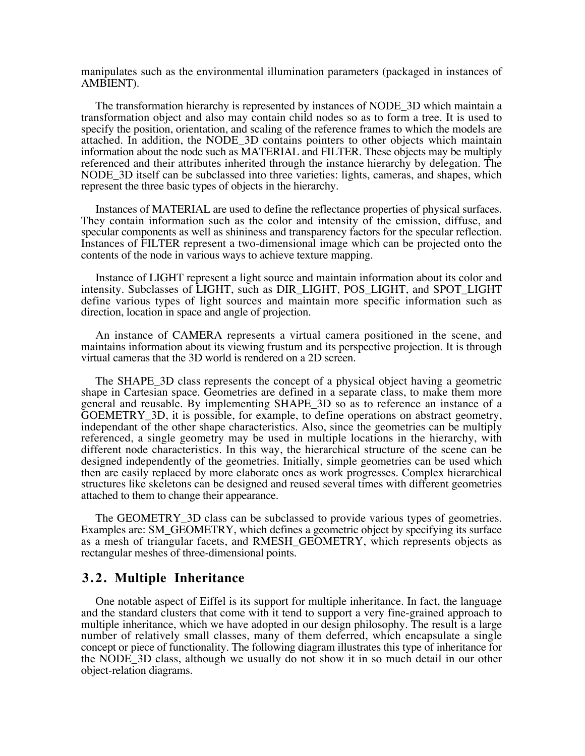manipulates such as the environmental illumination parameters (packaged in instances of AMBIENT).

The transformation hierarchy is represented by instances of NODE_3D which maintain a transformation object and also may contain child nodes so as to form a tree. It is used to specify the position, orientation, and scaling of the reference frames to which the models are attached. In addition, the NODE_3D contains pointers to other objects which maintain information about the node such as MATERIAL and FILTER. These objects may be multiply referenced and their attributes inherited through the instance hierarchy by delegation. The NODE_3D itself can be subclassed into three varieties: lights, cameras, and shapes, which represent the three basic types of objects in the hierarchy.

Instances of MATERIAL are used to define the reflectance properties of physical surfaces. They contain information such as the color and intensity of the emission, diffuse, and specular components as well as shininess and transparency factors for the specular reflection. Instances of FILTER represent a two-dimensional image which can be projected onto the contents of the node in various ways to achieve texture mapping.

Instance of LIGHT represent a light source and maintain information about its color and intensity. Subclasses of LIGHT, such as DIR_LIGHT, POS_LIGHT, and SPOT_LIGHT define various types of light sources and maintain more specific information such as direction, location in space and angle of projection.

An instance of CAMERA represents a virtual camera positioned in the scene, and maintains information about its viewing frustum and its perspective projection. It is through virtual cameras that the 3D world is rendered on a 2D screen.

The SHAPE_3D class represents the concept of a physical object having a geometric shape in Cartesian space. Geometries are defined in a separate class, to make them more general and reusable. By implementing SHAPE_3D so as to reference an instance of a GOEMETRY_3D, it is possible, for example, to define operations on abstract geometry, independant of the other shape characteristics. Also, since the geometries can be multiply referenced, a single geometry may be used in multiple locations in the hierarchy, with different node characteristics. In this way, the hierarchical structure of the scene can be designed independently of the geometries. Initially, simple geometries can be used which then are easily replaced by more elaborate ones as work progresses. Complex hierarchical structures like skeletons can be designed and reused several times with different geometries attached to them to change their appearance.

The GEOMETRY_3D class can be subclassed to provide various types of geometries. Examples are: SM_GEOMETRY, which defines a geometric object by specifying its surface as a mesh of triangular facets, and RMESH_GEOMETRY, which represents objects as rectangular meshes of three-dimensional points.

## 3.2. Multiple Inheritance

One notable aspect of Eiffel is its support for multiple inheritance. In fact, the language and the standard clusters that come with it tend to support a very fine-grained approach to multiple inheritance, which we have adopted in our design philosophy. The result is a large number of relatively small classes, many of them deferred, which encapsulate a single concept or piece of functionality. The following diagram illustrates this type of inheritance for the NODE_3D class, although we usually do not show it in so much detail in our other object-relation diagrams.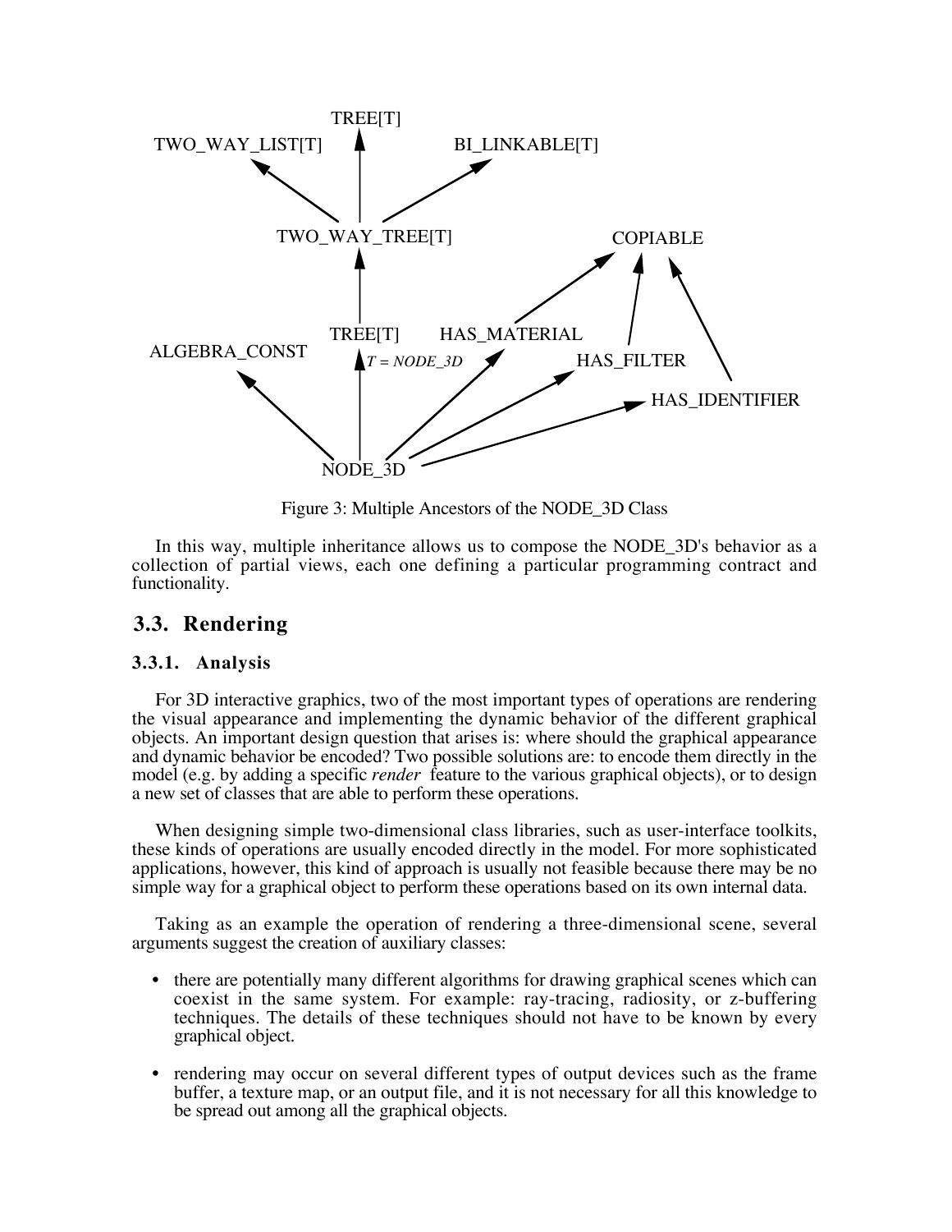Figure 3: Multiple Ancestors of the NODE_3D Class

In this way, multiple inheritance allows us to compose the NODE_3D's behavior as a collection of partial views, each one defining a particular programming contract and functionality.

## 3.3. Rendering

### 3.3.1. Analysis

For 3D interactive graphics, two of the most important types of operations are rendering the visual appearance and implementing the dynamic behavior of the different graphical objects. An important design question that arises is: where should the graphical appearance and dynamic behavior be encoded? Two possible solutions are: to encode them directly in the model (e.g. by adding a specific *render* feature to the various graphical objects), or to design a new set of classes that are able to perform these operations.

When designing simple two-dimensional class libraries, such as user-interface toolkits, these kinds of operations are usually encoded directly in the model. For more sophisticated applications, however, this kind of approach is usually not feasible because there may be no simple way for a graphical object to perform these operations based on its own internal data.

Taking as an example the operation of rendering a three-dimensional scene, several arguments suggest the creation of auxiliary classes:

- there are potentially many different algorithms for drawing graphical scenes which can coexist in the same system. For example: ray-tracing, radiosity, or z-buffering techniques. The details of these techniques should not have to be known by every graphical object.
- rendering may occur on several different types of output devices such as the frame buffer, a texture map, or an output file, and it is not necessary for all this knowledge to be spread out among all the graphical objects.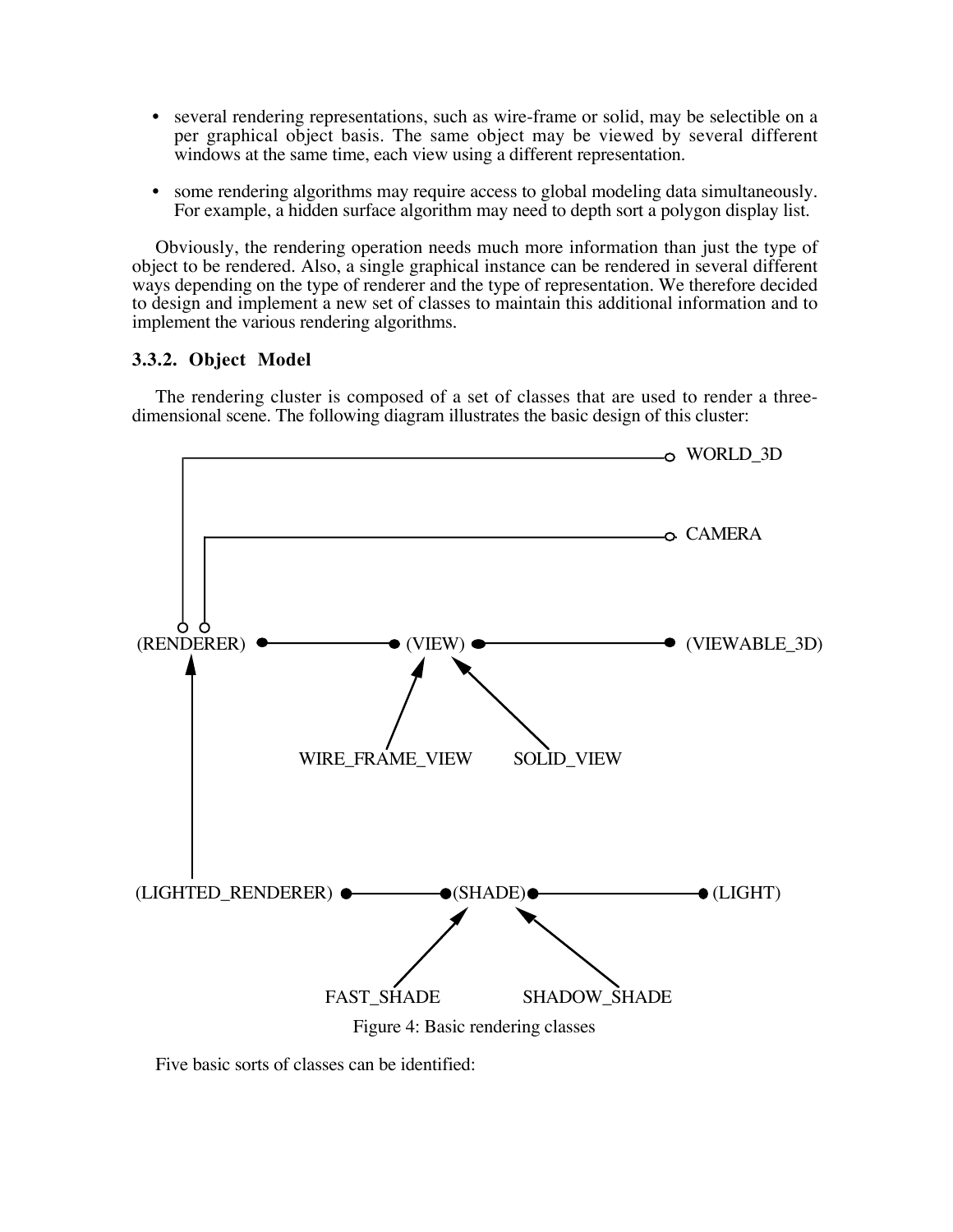- several rendering representations, such as wire-frame or solid, may be selectible on a per graphical object basis. The same object may be viewed by several different windows at the same time, each view using a different representation.

- some rendering algorithms may require access to global modeling data simultaneously. For example, a hidden surface algorithm may need to depth sort a polygon display list.

Obviously, the rendering operation needs much more information than just the type of object to be rendered. Also, a single graphical instance can be rendered in several different ways depending on the type of renderer and the type of representation. We therefore decided to design and implement a new set of classes to maintain this additional information and to implement the various rendering algorithms.

### 3.3.2. Object Model

The rendering cluster is composed of a set of classes that are used to render a three-dimensional scene. The following diagram illustrates the basic design of this cluster:

WORLD_3D

CAMERA

(RENDERER) (VIEW) (VIEWABLE_3D)

WIRE_FRAME_VIEW SOLID_VIEW

(LIGHTED_RENDERER) (SHADE) (LIGHT)

FAST_SHADE SHADOW_SHADE

Figure 4: Basic rendering classes

Five basic sorts of classes can be identified: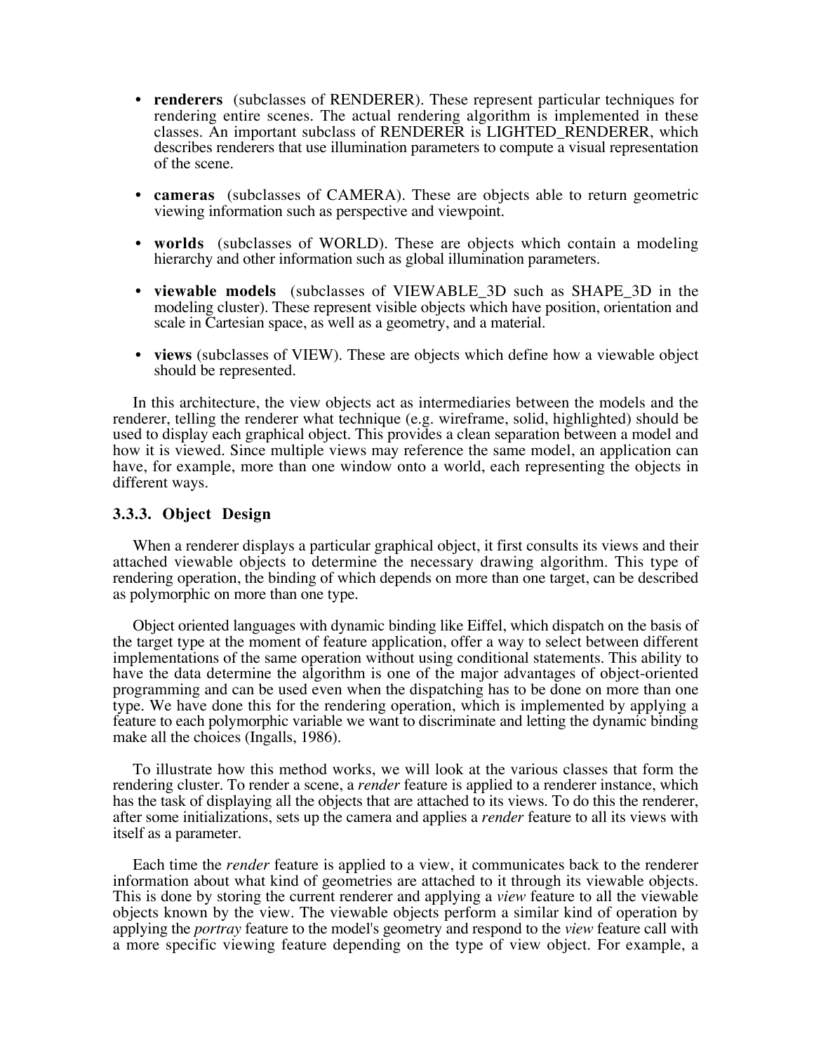- **renderers** (subclasses of RENDERER). These represent particular techniques for rendering entire scenes. The actual rendering algorithm is implemented in these classes. An important subclass of RENDERER is LIGHTED_RENDERER, which describes renderers that use illumination parameters to compute a visual representation of the scene.

- **cameras** (subclasses of CAMERA). These are objects able to return geometric viewing information such as perspective and viewpoint.

- **worlds** (subclasses of WORLD). These are objects which contain a modeling hierarchy and other information such as global illumination parameters.

- **viewable models** (subclasses of VIEWABLE_3D such as SHAPE_3D in the modeling cluster). These represent visible objects which have position, orientation and scale in Cartesian space, as well as a geometry, and a material.

- **views** (subclasses of VIEW). These are objects which define how a viewable object should be represented.

In this architecture, the view objects act as intermediaries between the models and the renderer, telling the renderer what technique (e.g. wireframe, solid, highlighted) should be used to display each graphical object. This provides a clean separation between a model and how it is viewed. Since multiple views may reference the same model, an application can have, for example, more than one window onto a world, each representing the objects in different ways.

### 3.3.3. Object Design

When a renderer displays a particular graphical object, it first consults its views and their attached viewable objects to determine the necessary drawing algorithm. This type of rendering operation, the binding of which depends on more than one target, can be described as polymorphic on more than one type.

Object oriented languages with dynamic binding like Eiffel, which dispatch on the basis of the target type at the moment of feature application, offer a way to select between different implementations of the same operation without using conditional statements. This ability to have the data determine the algorithm is one of the major advantages of object-oriented programming and can be used even when the dispatching has to be done on more than one type. We have done this for the rendering operation, which is implemented by applying a feature to each polymorphic variable we want to discriminate and letting the dynamic binding make all the choices (Ingalls, 1986).

To illustrate how this method works, we will look at the various classes that form the rendering cluster. To render a scene, a *render* feature is applied to a renderer instance, which has the task of displaying all the objects that are attached to its views. To do this the renderer, after some initializations, sets up the camera and applies a *render* feature to all its views with itself as a parameter.

Each time the *render* feature is applied to a view, it communicates back to the renderer information about what kind of geometries are attached to it through its viewable objects. This is done by storing the current renderer and applying a *view* feature to all the viewable objects known by the view. The viewable objects perform a similar kind of operation by applying the *portray* feature to the model's geometry and respond to the *view* feature call with a more specific viewing feature depending on the type of view object. For example, a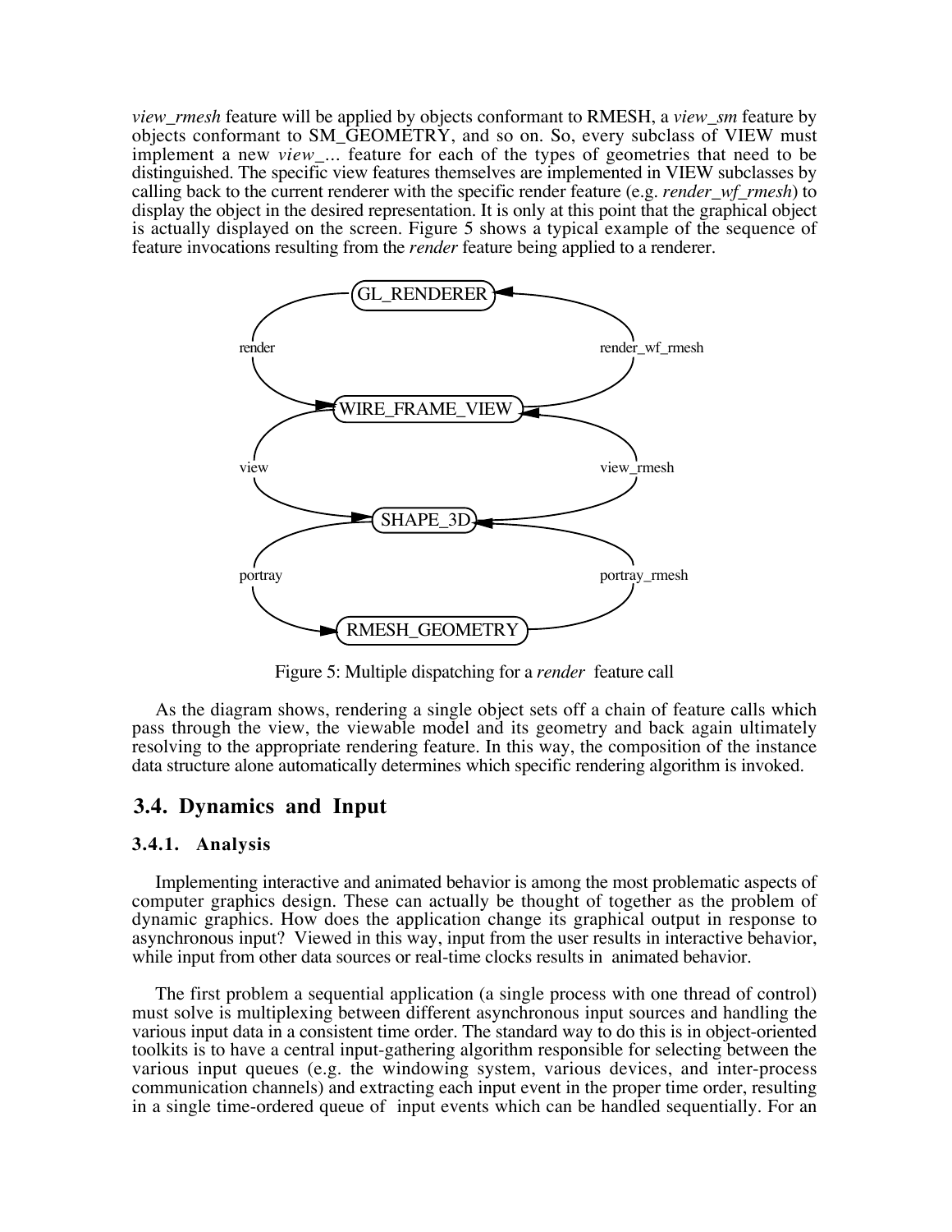*view_rmesh* feature will be applied by objects conformant to RMESH, a *view_sm* feature by objects conformant to SM_GEOMETRY, and so on. So, every subclass of VIEW must implement a new *view_...* feature for each of the types of geometries that need to be distinguished. The specific view features themselves are implemented in VIEW subclasses by calling back to the current renderer with the specific render feature (e.g. *render_wf_rmesh*) to display the object in the desired representation. It is only at this point that the graphical object is actually displayed on the screen. Figure 5 shows a typical example of the sequence of feature invocations resulting from the *render* feature being applied to a renderer.

Figure 5: Multiple dispatching for a *render* feature call

As the diagram shows, rendering a single object sets off a chain of feature calls which pass through the view, the viewable model and its geometry and back again ultimately resolving to the appropriate rendering feature. In this way, the composition of the instance data structure alone automatically determines which specific rendering algorithm is invoked.

## 3.4. Dynamics and Input

### 3.4.1. Analysis

Implementing interactive and animated behavior is among the most problematic aspects of computer graphics design. These can actually be thought of together as the problem of dynamic graphics. How does the application change its graphical output in response to asynchronous input? Viewed in this way, input from the user results in interactive behavior, while input from other data sources or real-time clocks results in animated behavior.

The first problem a sequential application (a single process with one thread of control) must solve is multiplexing between different asynchronous input sources and handling the various input data in a consistent time order. The standard way to do this is in object-oriented toolkits is to have a central input-gathering algorithm responsible for selecting between the various input queues (e.g. the windowing system, various devices, and inter-process communication channels) and extracting each input event in the proper time order, resulting in a single time-ordered queue of input events which can be handled sequentially. For an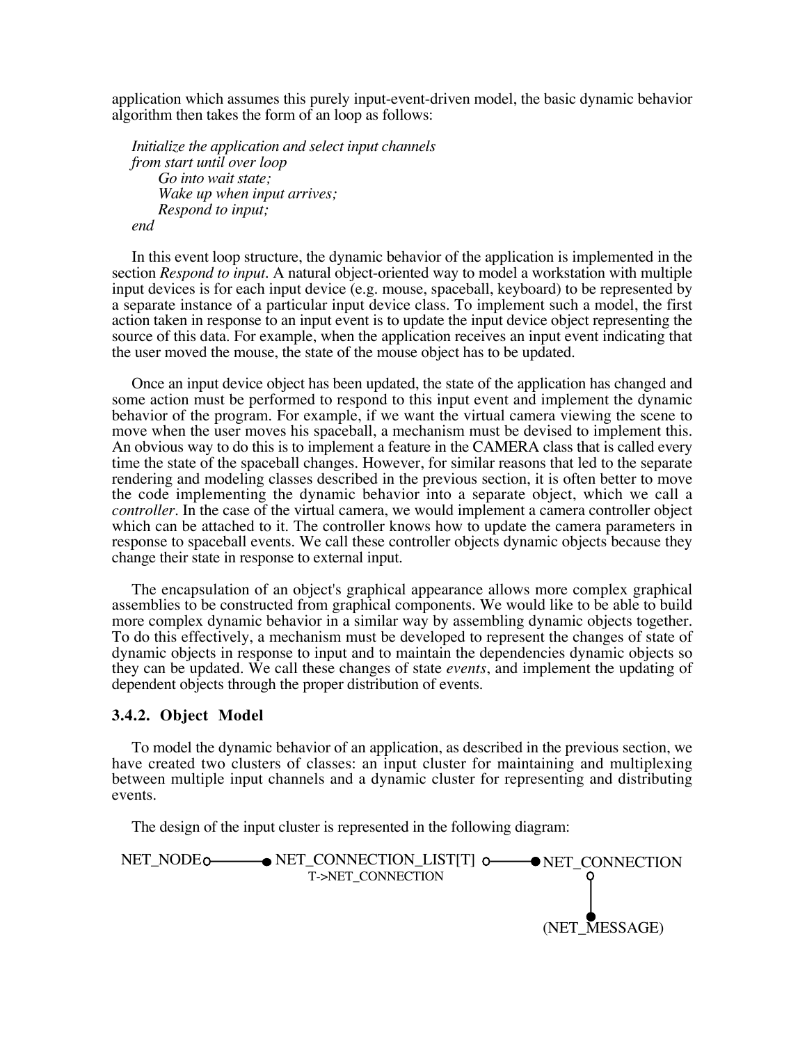application which assumes this purely input-event-driven model, the basic dynamic behavior algorithm then takes the form of an loop as follows:

*Initialize the application and select input channels*
*from start until over loop*
*Go into wait state;*
*Wake up when input arrives;*
*Respond to input;*
*end*

In this event loop structure, the dynamic behavior of the application is implemented in the section *Respond to input*. A natural object-oriented way to model a workstation with multiple input devices is for each input device (e.g. mouse, spaceball, keyboard) to be represented by a separate instance of a particular input device class. To implement such a model, the first action taken in response to an input event is to update the input device object representing the source of this data. For example, when the application receives an input event indicating that the user moved the mouse, the state of the mouse object has to be updated.

Once an input device object has been updated, the state of the application has changed and some action must be performed to respond to this input event and implement the dynamic behavior of the program. For example, if we want the virtual camera viewing the scene to move when the user moves his spaceball, a mechanism must be devised to implement this. An obvious way to do this is to implement a feature in the CAMERA class that is called every time the state of the spaceball changes. However, for similar reasons that led to the separate rendering and modeling classes described in the previous section, it is often better to move the code implementing the dynamic behavior into a separate object, which we call a *controller*. In the case of the virtual camera, we would implement a camera controller object which can be attached to it. The controller knows how to update the camera parameters in response to spaceball events. We call these controller objects dynamic objects because they change their state in response to external input.

The encapsulation of an object's graphical appearance allows more complex graphical assemblies to be constructed from graphical components. We would like to be able to build more complex dynamic behavior in a similar way by assembling dynamic objects together. To do this effectively, a mechanism must be developed to represent the changes of state of dynamic objects in response to input and to maintain the dependencies dynamic objects so they can be updated. We call these changes of state *events*, and implement the updating of dependent objects through the proper distribution of events.

### 3.4.2. Object Model

To model the dynamic behavior of an application, as described in the previous section, we have created two clusters of classes: an input cluster for maintaining and multiplexing between multiple input channels and a dynamic cluster for representing and distributing events.

The design of the input cluster is represented in the following diagram:

NET_NODE ○——● NET_CONNECTION_LIST[T] ○——● NET_CONNECTION
T->NET_CONNECTION

(NET_MESSAGE)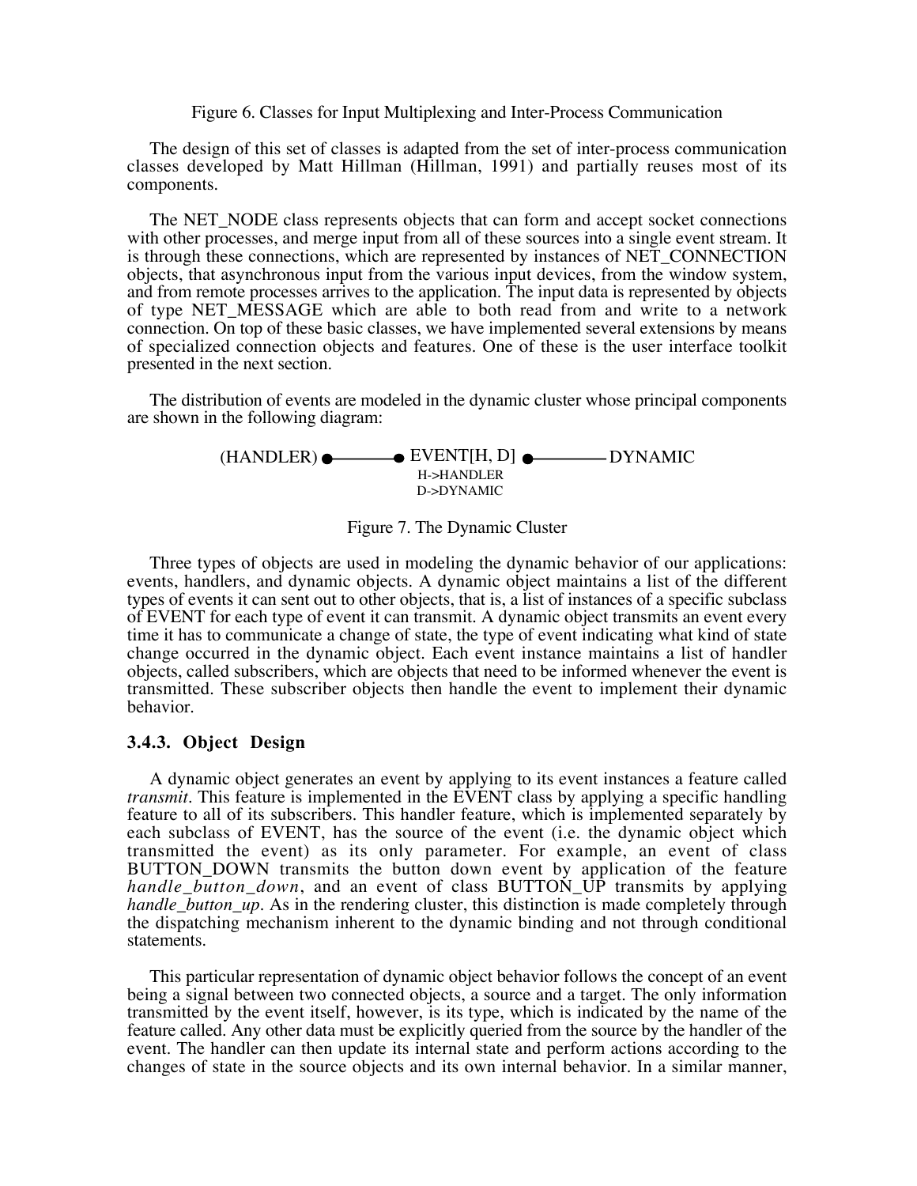Figure 6. Classes for Input Multiplexing and Inter-Process Communication

The design of this set of classes is adapted from the set of inter-process communication classes developed by Matt Hillman (Hillman, 1991) and partially reuses most of its components.

The NET_NODE class represents objects that can form and accept socket connections with other processes, and merge input from all of these sources into a single event stream. It is through these connections, which are represented by instances of NET_CONNECTION objects, that asynchronous input from the various input devices, from the window system, and from remote processes arrives to the application. The input data is represented by objects of type NET_MESSAGE which are able to both read from and write to a network connection. On top of these basic classes, we have implemented several extensions by means of specialized connection objects and features. One of these is the user interface toolkit presented in the next section.

The distribution of events are modeled in the dynamic cluster whose principal components are shown in the following diagram:

```
(HANDLER) ●———————● EVENT[H, D] ●——————— DYNAMIC
                     H->HANDLER
                     D->DYNAMIC
```

Figure 7. The Dynamic Cluster

Three types of objects are used in modeling the dynamic behavior of our applications: events, handlers, and dynamic objects. A dynamic object maintains a list of the different types of events it can sent out to other objects, that is, a list of instances of a specific subclass of EVENT for each type of event it can transmit. A dynamic object transmits an event every time it has to communicate a change of state, the type of event indicating what kind of state change occurred in the dynamic object. Each event instance maintains a list of handler objects, called subscribers, which are objects that need to be informed whenever the event is transmitted. These subscriber objects then handle the event to implement their dynamic behavior.

### 3.4.3. Object Design

A dynamic object generates an event by applying to its event instances a feature called *transmit*. This feature is implemented in the EVENT class by applying a specific handling feature to all of its subscribers. This handler feature, which is implemented separately by each subclass of EVENT, has the source of the event (i.e. the dynamic object which transmitted the event) as its only parameter. For example, an event of class BUTTON_DOWN transmits the button down event by application of the feature *handle_button_down*, and an event of class BUTTON_UP transmits by applying *handle_button_up*. As in the rendering cluster, this distinction is made completely through the dispatching mechanism inherent to the dynamic binding and not through conditional statements.

This particular representation of dynamic object behavior follows the concept of an event being a signal between two connected objects, a source and a target. The only information transmitted by the event itself, however, is its type, which is indicated by the name of the feature called. Any other data must be explicitly queried from the source by the handler of the event. The handler can then update its internal state and perform actions according to the changes of state in the source objects and its own internal behavior. In a similar manner,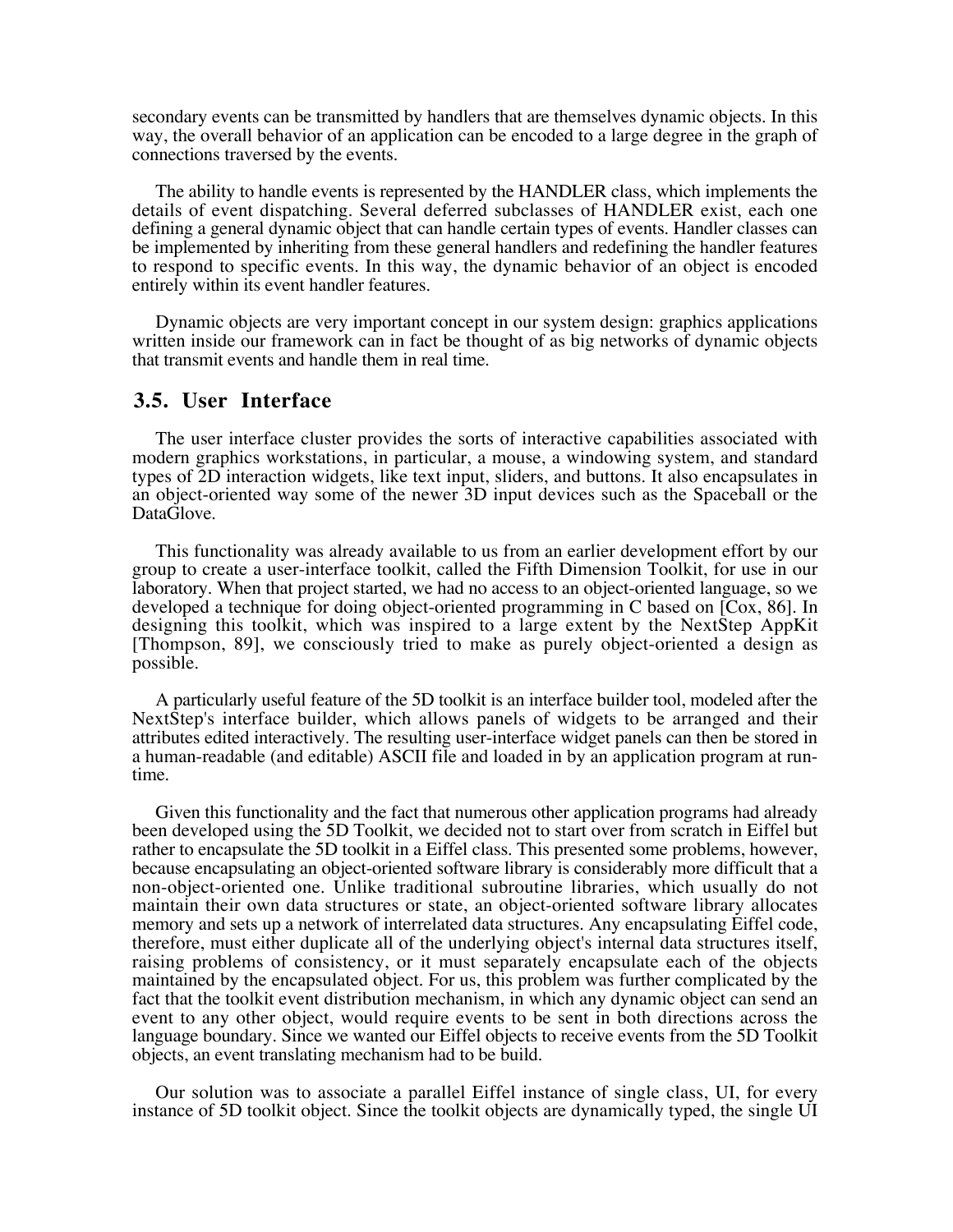secondary events can be transmitted by handlers that are themselves dynamic objects. In this way, the overall behavior of an application can be encoded to a large degree in the graph of connections traversed by the events.

The ability to handle events is represented by the HANDLER class, which implements the details of event dispatching. Several deferred subclasses of HANDLER exist, each one defining a general dynamic object that can handle certain types of events. Handler classes can be implemented by inheriting from these general handlers and redefining the handler features to respond to specific events. In this way, the dynamic behavior of an object is encoded entirely within its event handler features.

Dynamic objects are very important concept in our system design: graphics applications written inside our framework can in fact be thought of as big networks of dynamic objects that transmit events and handle them in real time.

## 3.5. User Interface

The user interface cluster provides the sorts of interactive capabilities associated with modern graphics workstations, in particular, a mouse, a windowing system, and standard types of 2D interaction widgets, like text input, sliders, and buttons. It also encapsulates in an object-oriented way some of the newer 3D input devices such as the Spaceball or the DataGlove.

This functionality was already available to us from an earlier development effort by our group to create a user-interface toolkit, called the Fifth Dimension Toolkit, for use in our laboratory. When that project started, we had no access to an object-oriented language, so we developed a technique for doing object-oriented programming in C based on [Cox, 86]. In designing this toolkit, which was inspired to a large extent by the NextStep AppKit [Thompson, 89], we consciously tried to make as purely object-oriented a design as possible.

A particularly useful feature of the 5D toolkit is an interface builder tool, modeled after the NextStep's interface builder, which allows panels of widgets to be arranged and their attributes edited interactively. The resulting user-interface widget panels can then be stored in a human-readable (and editable) ASCII file and loaded in by an application program at run-time.

Given this functionality and the fact that numerous other application programs had already been developed using the 5D Toolkit, we decided not to start over from scratch in Eiffel but rather to encapsulate the 5D toolkit in a Eiffel class. This presented some problems, however, because encapsulating an object-oriented software library is considerably more difficult that a non-object-oriented one. Unlike traditional subroutine libraries, which usually do not maintain their own data structures or state, an object-oriented software library allocates memory and sets up a network of interrelated data structures. Any encapsulating Eiffel code, therefore, must either duplicate all of the underlying object's internal data structures itself, raising problems of consistency, or it must separately encapsulate each of the objects maintained by the encapsulated object. For us, this problem was further complicated by the fact that the toolkit event distribution mechanism, in which any dynamic object can send an event to any other object, would require events to be sent in both directions across the language boundary. Since we wanted our Eiffel objects to receive events from the 5D Toolkit objects, an event translating mechanism had to be build.

Our solution was to associate a parallel Eiffel instance of single class, UI, for every instance of 5D toolkit object. Since the toolkit objects are dynamically typed, the single UI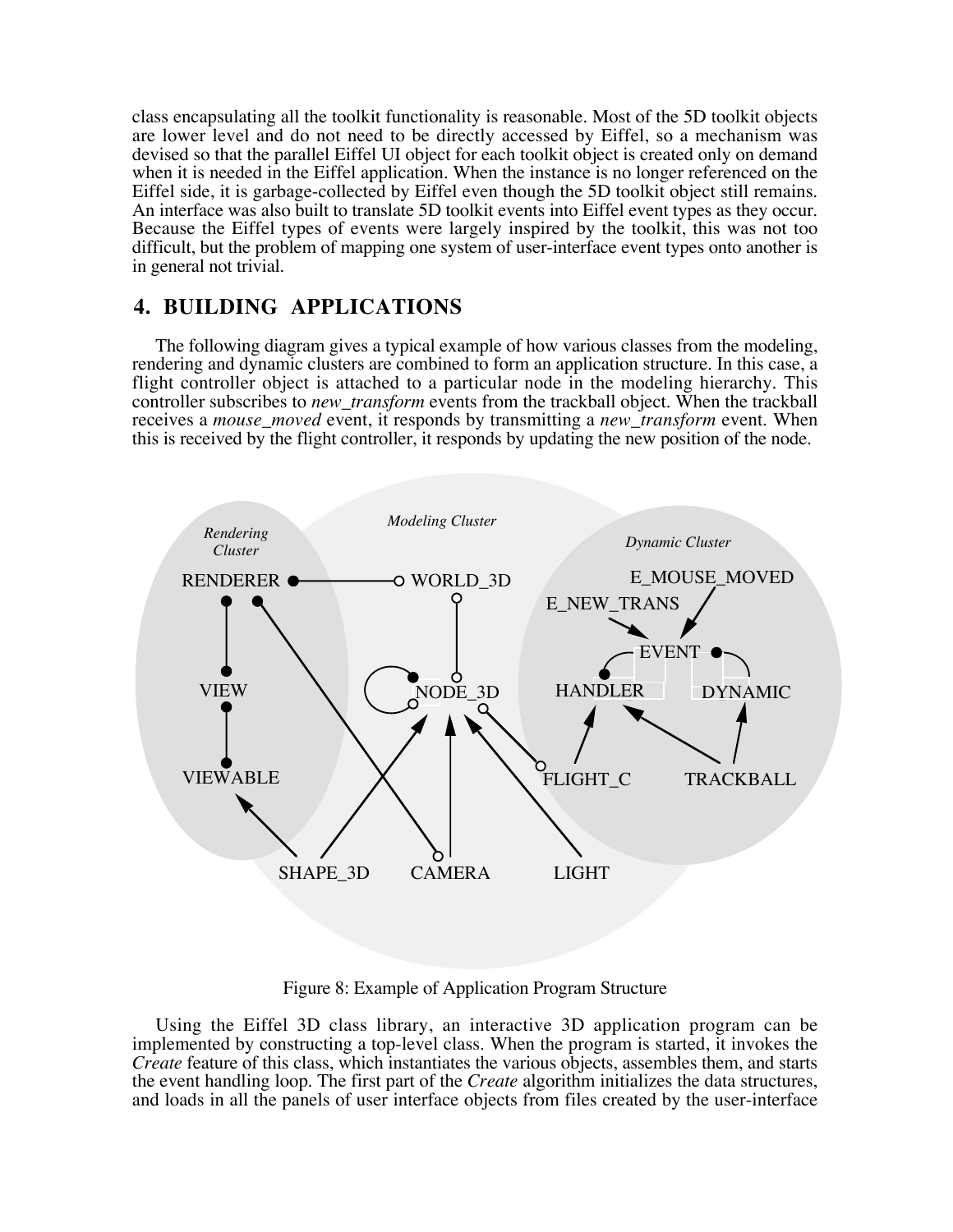class encapsulating all the toolkit functionality is reasonable. Most of the 5D toolkit objects are lower level and do not need to be directly accessed by Eiffel, so a mechanism was devised so that the parallel Eiffel UI object for each toolkit object is created only on demand when it is needed in the Eiffel application. When the instance is no longer referenced on the Eiffel side, it is garbage-collected by Eiffel even though the 5D toolkit object still remains. An interface was also built to translate 5D toolkit events into Eiffel event types as they occur. Because the Eiffel types of events were largely inspired by the toolkit, this was not too difficult, but the problem of mapping one system of user-interface event types onto another is in general not trivial.

## 4. BUILDING APPLICATIONS

The following diagram gives a typical example of how various classes from the modeling, rendering and dynamic clusters are combined to form an application structure. In this case, a flight controller object is attached to a particular node in the modeling hierarchy. This controller subscribes to *new_transform* events from the trackball object. When the trackball receives a *mouse_moved* event, it responds by transmitting a *new_transform* event. When this is received by the flight controller, it responds by updating the new position of the node.

Figure 8: Example of Application Program Structure

Using the Eiffel 3D class library, an interactive 3D application program can be implemented by constructing a top-level class. When the program is started, it invokes the *Create* feature of this class, which instantiates the various objects, assembles them, and starts the event handling loop. The first part of the *Create* algorithm initializes the data structures, and loads in all the panels of user interface objects from files created by the user-interface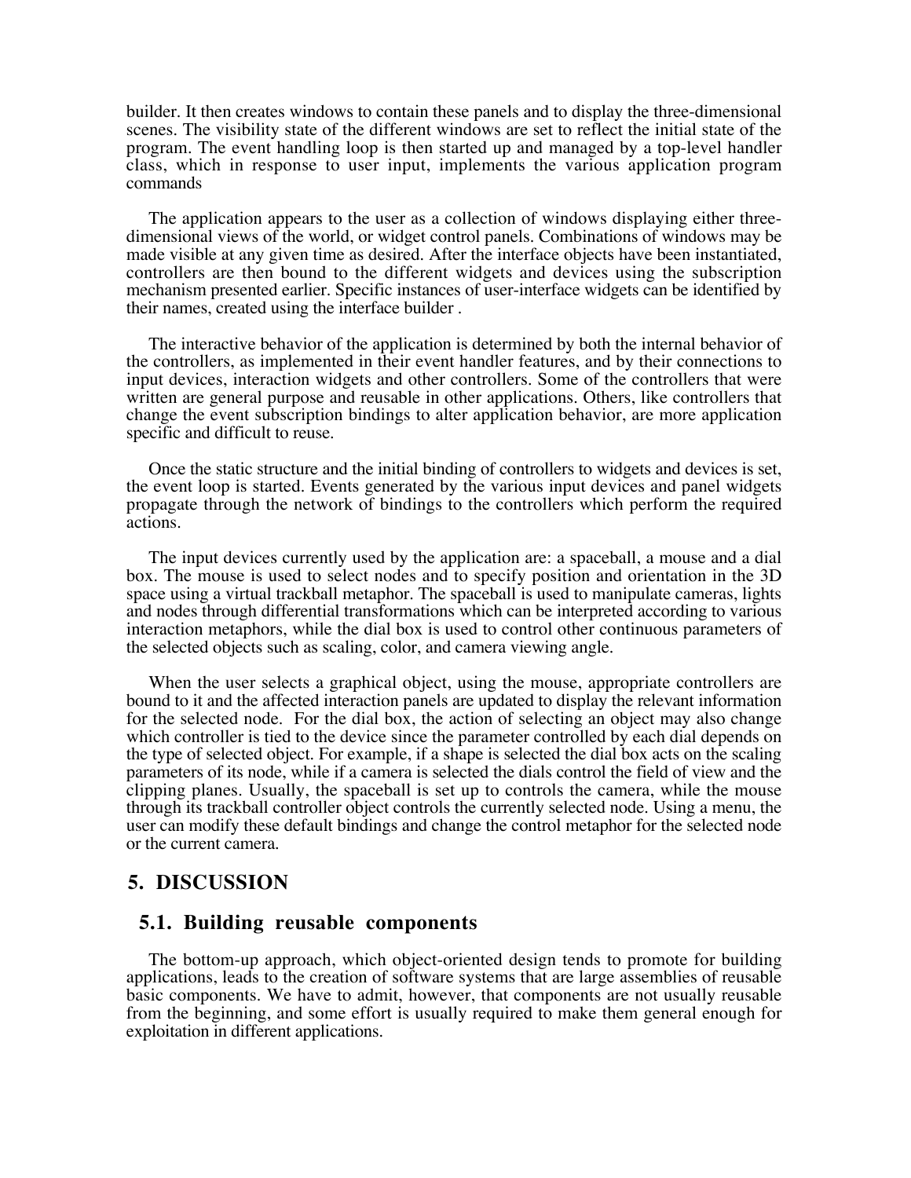builder. It then creates windows to contain these panels and to display the three-dimensional scenes. The visibility state of the different windows are set to reflect the initial state of the program. The event handling loop is then started up and managed by a top-level handler class, which in response to user input, implements the various application program commands

The application appears to the user as a collection of windows displaying either three-dimensional views of the world, or widget control panels. Combinations of windows may be made visible at any given time as desired. After the interface objects have been instantiated, controllers are then bound to the different widgets and devices using the subscription mechanism presented earlier. Specific instances of user-interface widgets can be identified by their names, created using the interface builder .

The interactive behavior of the application is determined by both the internal behavior of the controllers, as implemented in their event handler features, and by their connections to input devices, interaction widgets and other controllers. Some of the controllers that were written are general purpose and reusable in other applications. Others, like controllers that change the event subscription bindings to alter application behavior, are more application specific and difficult to reuse.

Once the static structure and the initial binding of controllers to widgets and devices is set, the event loop is started. Events generated by the various input devices and panel widgets propagate through the network of bindings to the controllers which perform the required actions.

The input devices currently used by the application are: a spaceball, a mouse and a dial box. The mouse is used to select nodes and to specify position and orientation in the 3D space using a virtual trackball metaphor. The spaceball is used to manipulate cameras, lights and nodes through differential transformations which can be interpreted according to various interaction metaphors, while the dial box is used to control other continuous parameters of the selected objects such as scaling, color, and camera viewing angle.

When the user selects a graphical object, using the mouse, appropriate controllers are bound to it and the affected interaction panels are updated to display the relevant information for the selected node. For the dial box, the action of selecting an object may also change which controller is tied to the device since the parameter controlled by each dial depends on the type of selected object. For example, if a shape is selected the dial box acts on the scaling parameters of its node, while if a camera is selected the dials control the field of view and the clipping planes. Usually, the spaceball is set up to controls the camera, while the mouse through its trackball controller object controls the currently selected node. Using a menu, the user can modify these default bindings and change the control metaphor for the selected node or the current camera.

## 5. DISCUSSION

### 5.1. Building reusable components

The bottom-up approach, which object-oriented design tends to promote for building applications, leads to the creation of software systems that are large assemblies of reusable basic components. We have to admit, however, that components are not usually reusable from the beginning, and some effort is usually required to make them general enough for exploitation in different applications.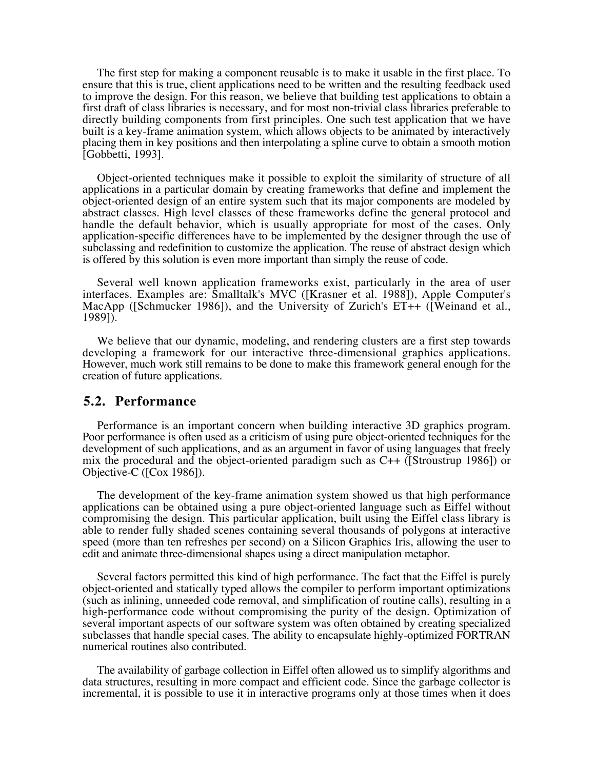The first step for making a component reusable is to make it usable in the first place. To ensure that this is true, client applications need to be written and the resulting feedback used to improve the design. For this reason, we believe that building test applications to obtain a first draft of class libraries is necessary, and for most non-trivial class libraries preferable to directly building components from first principles. One such test application that we have built is a key-frame animation system, which allows objects to be animated by interactively placing them in key positions and then interpolating a spline curve to obtain a smooth motion [Gobbetti, 1993].

Object-oriented techniques make it possible to exploit the similarity of structure of all applications in a particular domain by creating frameworks that define and implement the object-oriented design of an entire system such that its major components are modeled by abstract classes. High level classes of these frameworks define the general protocol and handle the default behavior, which is usually appropriate for most of the cases. Only application-specific differences have to be implemented by the designer through the use of subclassing and redefinition to customize the application. The reuse of abstract design which is offered by this solution is even more important than simply the reuse of code.

Several well known application frameworks exist, particularly in the area of user interfaces. Examples are: Smalltalk's MVC ([Krasner et al. 1988]), Apple Computer's MacApp ([Schmucker 1986]), and the University of Zurich's ET++ ([Weinand et al., 1989]).

We believe that our dynamic, modeling, and rendering clusters are a first step towards developing a framework for our interactive three-dimensional graphics applications. However, much work still remains to be done to make this framework general enough for the creation of future applications.

## 5.2. Performance

Performance is an important concern when building interactive 3D graphics program. Poor performance is often used as a criticism of using pure object-oriented techniques for the development of such applications, and as an argument in favor of using languages that freely mix the procedural and the object-oriented paradigm such as C++ ([Stroustrup 1986]) or Objective-C ([Cox 1986]).

The development of the key-frame animation system showed us that high performance applications can be obtained using a pure object-oriented language such as Eiffel without compromising the design. This particular application, built using the Eiffel class library is able to render fully shaded scenes containing several thousands of polygons at interactive speed (more than ten refreshes per second) on a Silicon Graphics Iris, allowing the user to edit and animate three-dimensional shapes using a direct manipulation metaphor.

Several factors permitted this kind of high performance. The fact that the Eiffel is purely object-oriented and statically typed allows the compiler to perform important optimizations (such as inlining, unneeded code removal, and simplification of routine calls), resulting in a high-performance code without compromising the purity of the design. Optimization of several important aspects of our software system was often obtained by creating specialized subclasses that handle special cases. The ability to encapsulate highly-optimized FORTRAN numerical routines also contributed.

The availability of garbage collection in Eiffel often allowed us to simplify algorithms and data structures, resulting in more compact and efficient code. Since the garbage collector is incremental, it is possible to use it in interactive programs only at those times when it does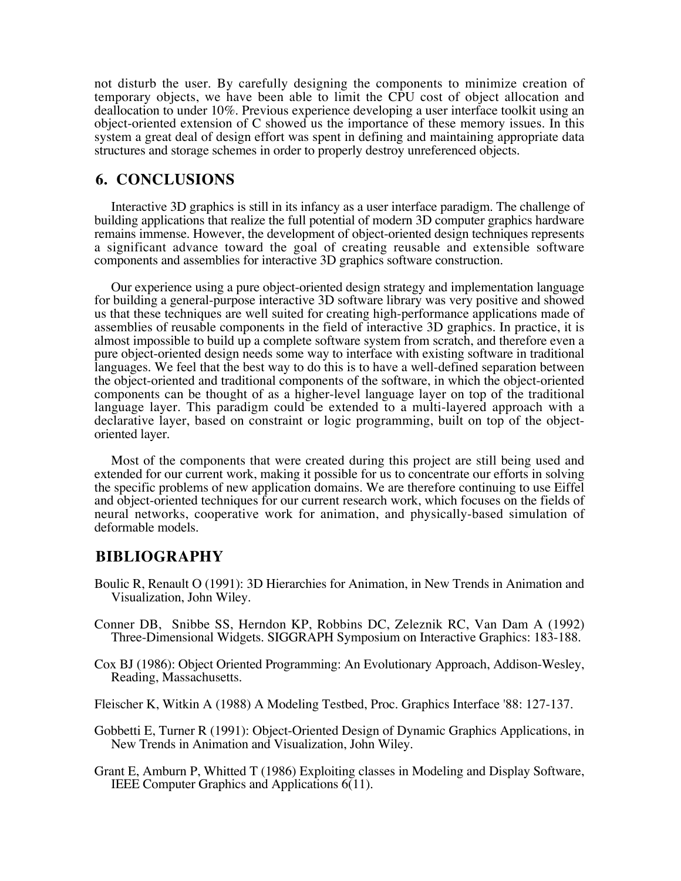not disturb the user. By carefully designing the components to minimize creation of temporary objects, we have been able to limit the CPU cost of object allocation and deallocation to under 10%. Previous experience developing a user interface toolkit using an object-oriented extension of C showed us the importance of these memory issues. In this system a great deal of design effort was spent in defining and maintaining appropriate data structures and storage schemes in order to properly destroy unreferenced objects.

## 6. CONCLUSIONS

Interactive 3D graphics is still in its infancy as a user interface paradigm. The challenge of building applications that realize the full potential of modern 3D computer graphics hardware remains immense. However, the development of object-oriented design techniques represents a significant advance toward the goal of creating reusable and extensible software components and assemblies for interactive 3D graphics software construction.

Our experience using a pure object-oriented design strategy and implementation language for building a general-purpose interactive 3D software library was very positive and showed us that these techniques are well suited for creating high-performance applications made of assemblies of reusable components in the field of interactive 3D graphics. In practice, it is almost impossible to build up a complete software system from scratch, and therefore even a pure object-oriented design needs some way to interface with existing software in traditional languages. We feel that the best way to do this is to have a well-defined separation between the object-oriented and traditional components of the software, in which the object-oriented components can be thought of as a higher-level language layer on top of the traditional language layer. This paradigm could be extended to a multi-layered approach with a declarative layer, based on constraint or logic programming, built on top of the object-oriented layer.

Most of the components that were created during this project are still being used and extended for our current work, making it possible for us to concentrate our efforts in solving the specific problems of new application domains. We are therefore continuing to use Eiffel and object-oriented techniques for our current research work, which focuses on the fields of neural networks, cooperative work for animation, and physically-based simulation of deformable models.

## BIBLIOGRAPHY

Boulic R, Renault O (1991): 3D Hierarchies for Animation, in New Trends in Animation and Visualization, John Wiley.

Conner DB, Snibbe SS, Herndon KP, Robbins DC, Zeleznik RC, Van Dam A (1992) Three-Dimensional Widgets. SIGGRAPH Symposium on Interactive Graphics: 183-188.

Cox BJ (1986): Object Oriented Programming: An Evolutionary Approach, Addison-Wesley, Reading, Massachusetts.

Fleischer K, Witkin A (1988) A Modeling Testbed, Proc. Graphics Interface '88: 127-137.

Gobbetti E, Turner R (1991): Object-Oriented Design of Dynamic Graphics Applications, in New Trends in Animation and Visualization, John Wiley.

Grant E, Amburn P, Whitted T (1986) Exploiting classes in Modeling and Display Software, IEEE Computer Graphics and Applications 6(11).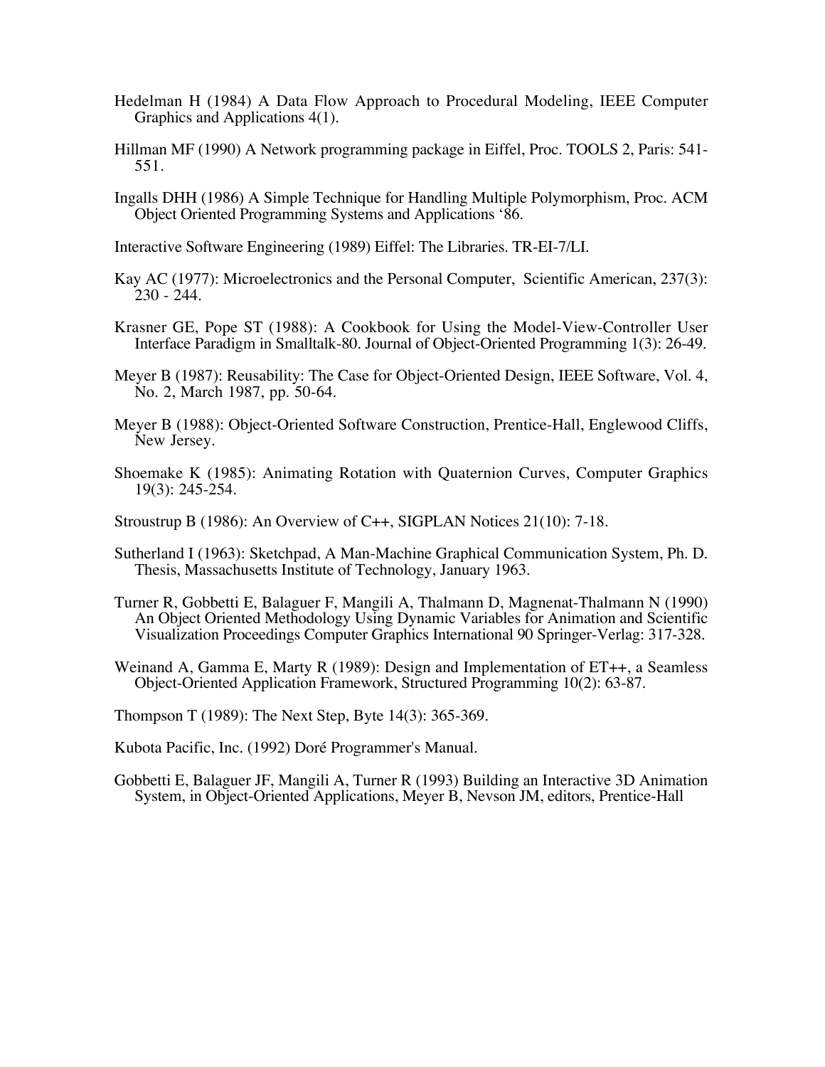Hedelman H (1984) A Data Flow Approach to Procedural Modeling, IEEE Computer Graphics and Applications 4(1).

Hillman MF (1990) A Network programming package in Eiffel, Proc. TOOLS 2, Paris: 541-551.

Ingalls DHH (1986) A Simple Technique for Handling Multiple Polymorphism, Proc. ACM Object Oriented Programming Systems and Applications '86.

Interactive Software Engineering (1989) Eiffel: The Libraries. TR-EI-7/LI.

Kay AC (1977): Microelectronics and the Personal Computer, Scientific American, 237(3): 230 - 244.

Krasner GE, Pope ST (1988): A Cookbook for Using the Model-View-Controller User Interface Paradigm in Smalltalk-80. Journal of Object-Oriented Programming 1(3): 26-49.

Meyer B (1987): Reusability: The Case for Object-Oriented Design, IEEE Software, Vol. 4, No. 2, March 1987, pp. 50-64.

Meyer B (1988): Object-Oriented Software Construction, Prentice-Hall, Englewood Cliffs, New Jersey.

Shoemake K (1985): Animating Rotation with Quaternion Curves, Computer Graphics 19(3): 245-254.

Stroustrup B (1986): An Overview of C++, SIGPLAN Notices 21(10): 7-18.

Sutherland I (1963): Sketchpad, A Man-Machine Graphical Communication System, Ph. D. Thesis, Massachusetts Institute of Technology, January 1963.

Turner R, Gobbetti E, Balaguer F, Mangili A, Thalmann D, Magnenat-Thalmann N (1990) An Object Oriented Methodology Using Dynamic Variables for Animation and Scientific Visualization Proceedings Computer Graphics International 90 Springer-Verlag: 317-328.

Weinand A, Gamma E, Marty R (1989): Design and Implementation of ET++, a Seamless Object-Oriented Application Framework, Structured Programming 10(2): 63-87.

Thompson T (1989): The Next Step, Byte 14(3): 365-369.

Kubota Pacific, Inc. (1992) Doré Programmer's Manual.

Gobbetti E, Balaguer JF, Mangili A, Turner R (1993) Building an Interactive 3D Animation System, in Object-Oriented Applications, Meyer B, Nevson JM, editors, Prentice-Hall